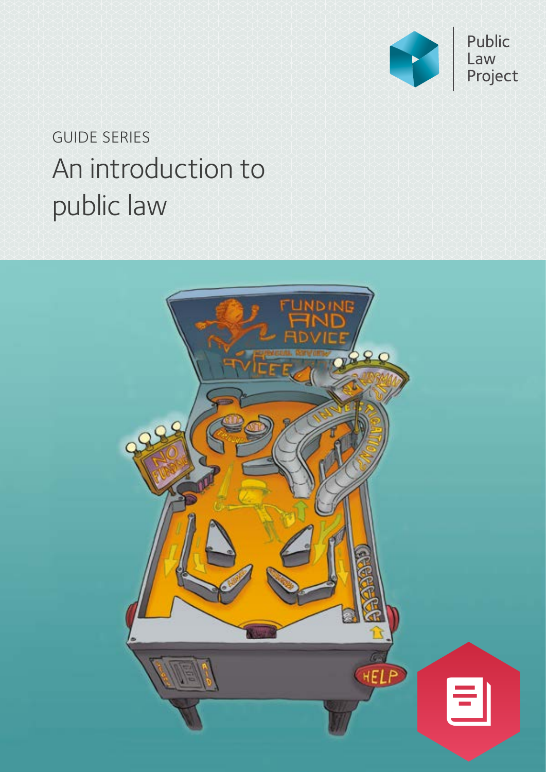Public Law Project

GUIDE SERIES

# An introduction to public law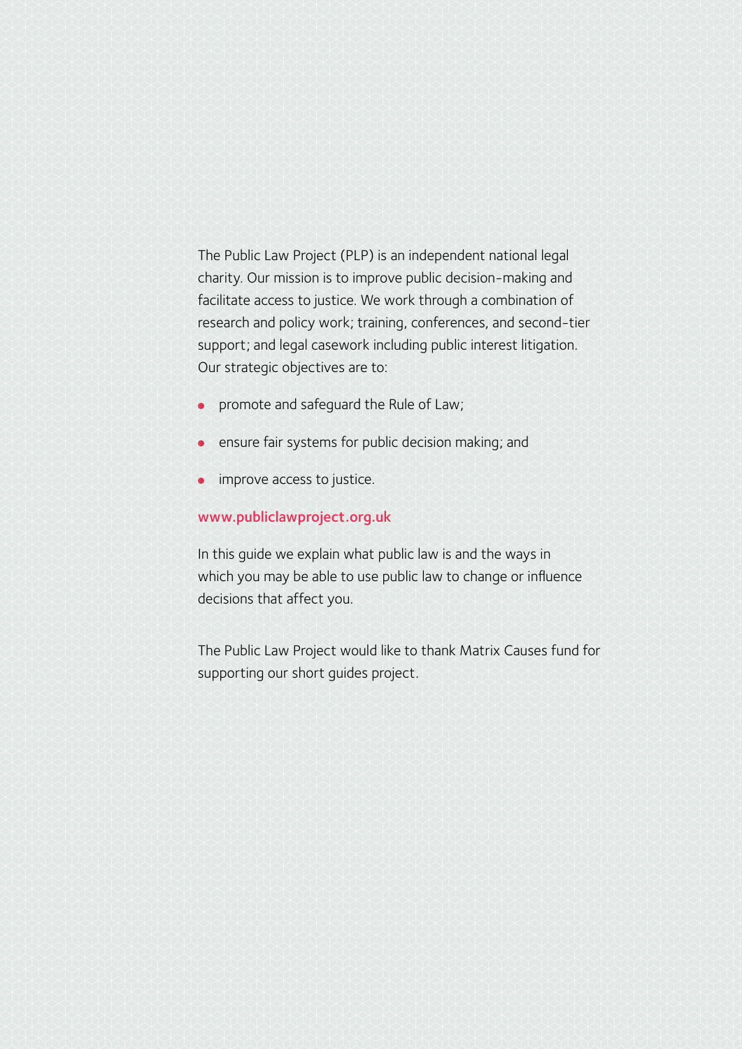The Public Law Project (PLP) is an independent national legal charity. Our mission is to improve public decision-making and facilitate access to justice. We work through a combination of research and policy work; training, conferences, and second-tier support; and legal casework including public interest litigation. Our strategic objectives are to:

- promote and safeguard the Rule of Law;
- ensure fair systems for public decision making; and
- improve access to justice.

www.publiclawproject.org.uk

In this guide we explain what public law is and the ways in which you may be able to use public law to change or influence decisions that affect you.

The Public Law Project would like to thank Matrix Causes fund for supporting our short guides project.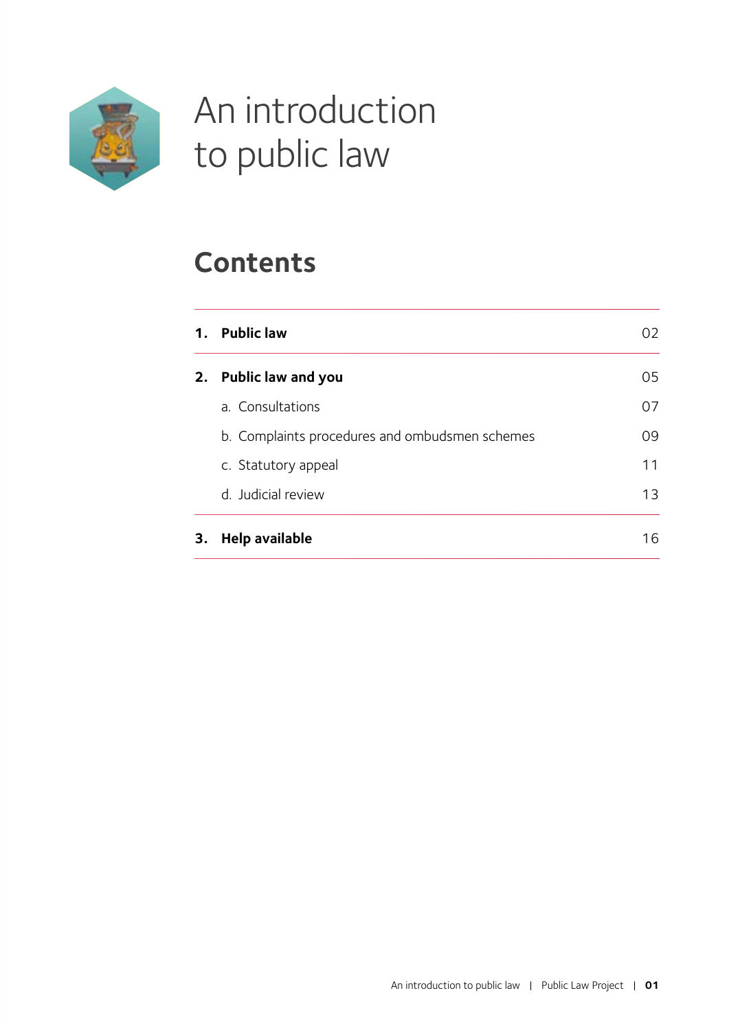# An introduction to public law

## Contents

| | | |
|---|---|---|
| **1.** | **Public law** | 02 |
| **2.** | **Public law and you** | 05 |
| | a. Consultations | 07 |
| | b. Complaints procedures and ombudsmen schemes | 09 |
| | c. Statutory appeal | 11 |
| | d. Judicial review | 13 |
| **3.** | **Help available** | 16 |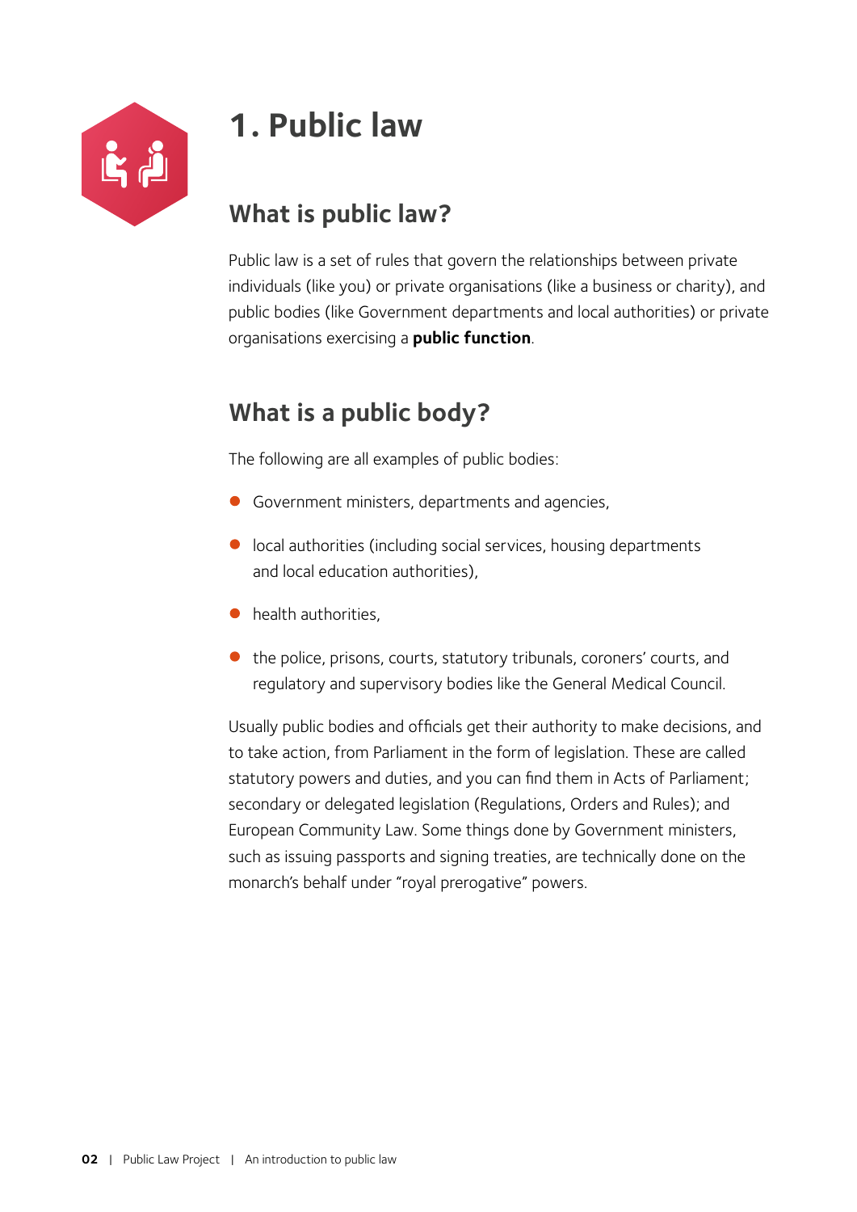# 1. Public law

## What is public law?

Public law is a set of rules that govern the relationships between private individuals (like you) or private organisations (like a business or charity), and public bodies (like Government departments and local authorities) or private organisations exercising a **public function**.

## What is a public body?

The following are all examples of public bodies:

- Government ministers, departments and agencies,
- local authorities (including social services, housing departments and local education authorities),
- health authorities,
- the police, prisons, courts, statutory tribunals, coroners' courts, and regulatory and supervisory bodies like the General Medical Council.

Usually public bodies and officials get their authority to make decisions, and to take action, from Parliament in the form of legislation. These are called statutory powers and duties, and you can find them in Acts of Parliament; secondary or delegated legislation (Regulations, Orders and Rules); and European Community Law. Some things done by Government ministers, such as issuing passports and signing treaties, are technically done on the monarch's behalf under "royal prerogative" powers.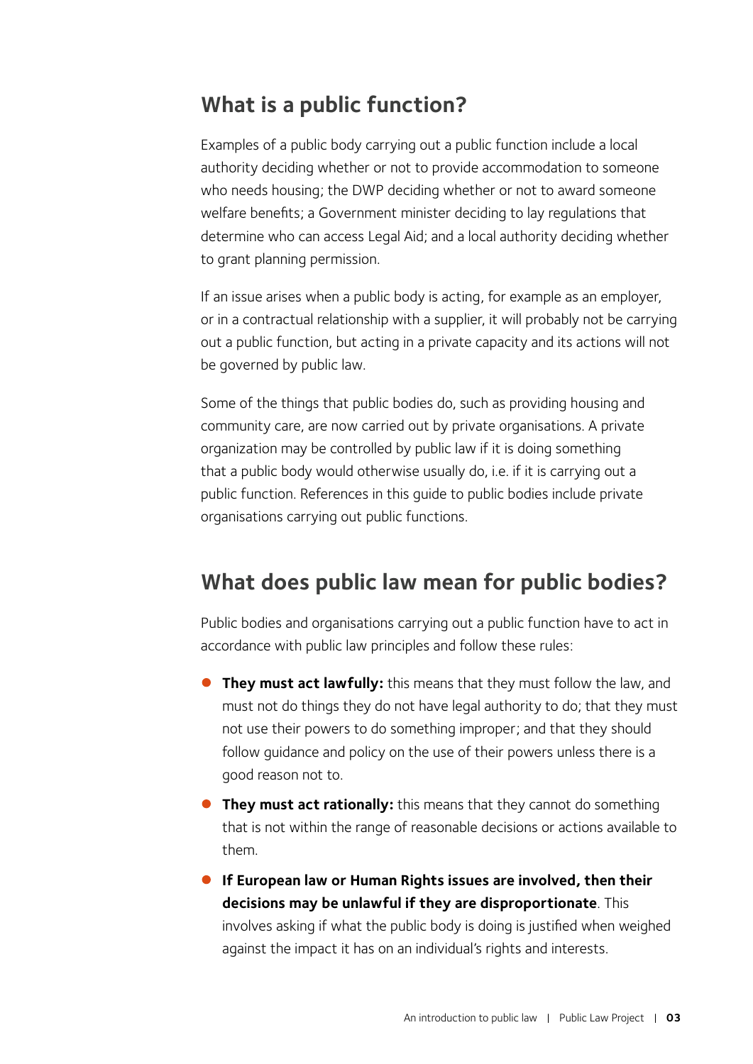## What is a public function?

Examples of a public body carrying out a public function include a local authority deciding whether or not to provide accommodation to someone who needs housing; the DWP deciding whether or not to award someone welfare benefits; a Government minister deciding to lay regulations that determine who can access Legal Aid; and a local authority deciding whether to grant planning permission.

If an issue arises when a public body is acting, for example as an employer, or in a contractual relationship with a supplier, it will probably not be carrying out a public function, but acting in a private capacity and its actions will not be governed by public law.

Some of the things that public bodies do, such as providing housing and community care, are now carried out by private organisations. A private organization may be controlled by public law if it is doing something that a public body would otherwise usually do, i.e. if it is carrying out a public function. References in this guide to public bodies include private organisations carrying out public functions.

## What does public law mean for public bodies?

Public bodies and organisations carrying out a public function have to act in accordance with public law principles and follow these rules:

- **They must act lawfully:** this means that they must follow the law, and must not do things they do not have legal authority to do; that they must not use their powers to do something improper; and that they should follow guidance and policy on the use of their powers unless there is a good reason not to.
- **They must act rationally:** this means that they cannot do something that is not within the range of reasonable decisions or actions available to them.
- **If European law or Human Rights issues are involved, then their decisions may be unlawful if they are disproportionate**. This involves asking if what the public body is doing is justified when weighed against the impact it has on an individual's rights and interests.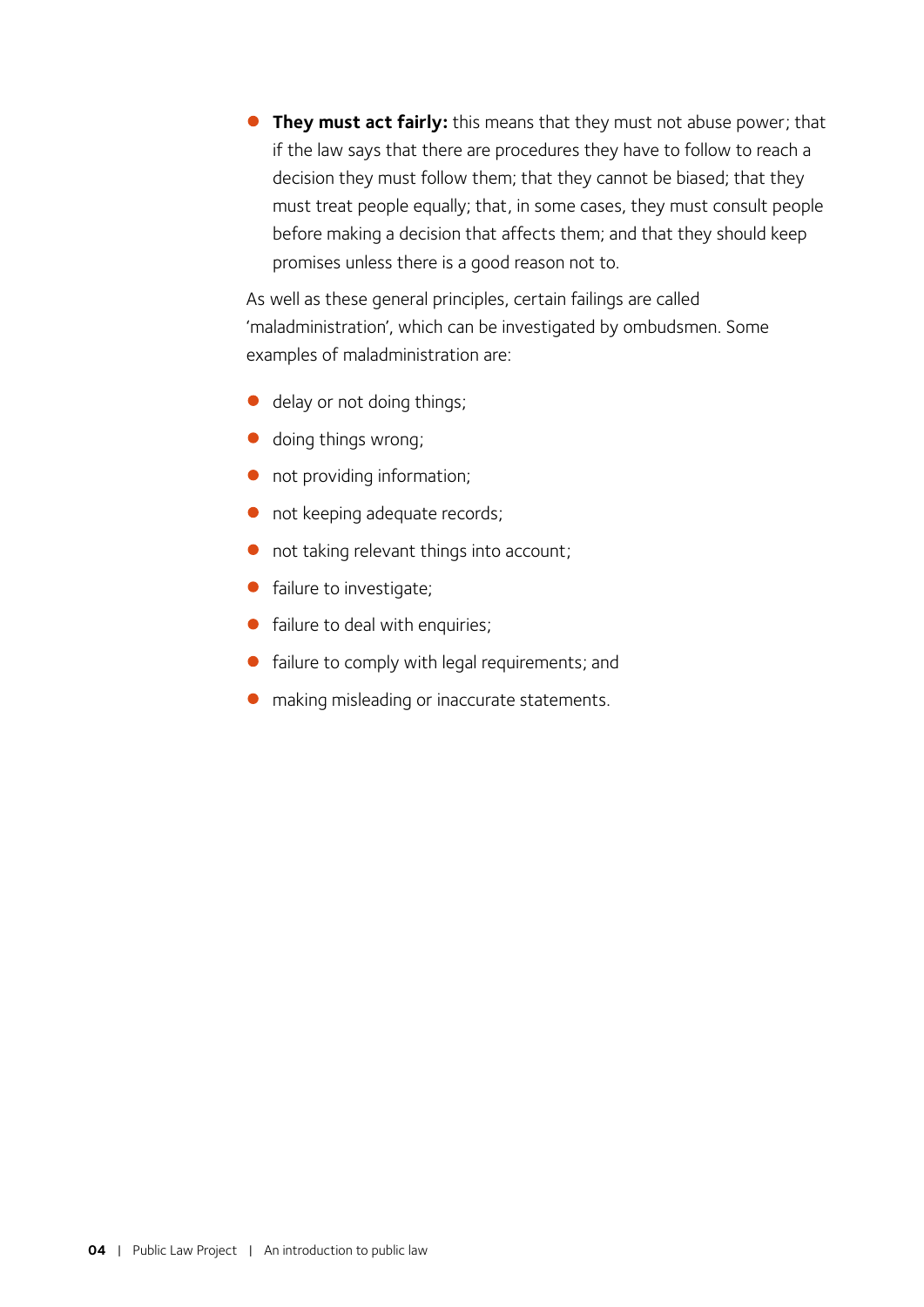- **They must act fairly:** this means that they must not abuse power; that if the law says that there are procedures they have to follow to reach a decision they must follow them; that they cannot be biased; that they must treat people equally; that, in some cases, they must consult people before making a decision that affects them; and that they should keep promises unless there is a good reason not to.

As well as these general principles, certain failings are called 'maladministration', which can be investigated by ombudsmen. Some examples of maladministration are:

- delay or not doing things;
- doing things wrong;
- not providing information;
- not keeping adequate records;
- not taking relevant things into account;
- failure to investigate;
- failure to deal with enquiries;
- failure to comply with legal requirements; and
- making misleading or inaccurate statements.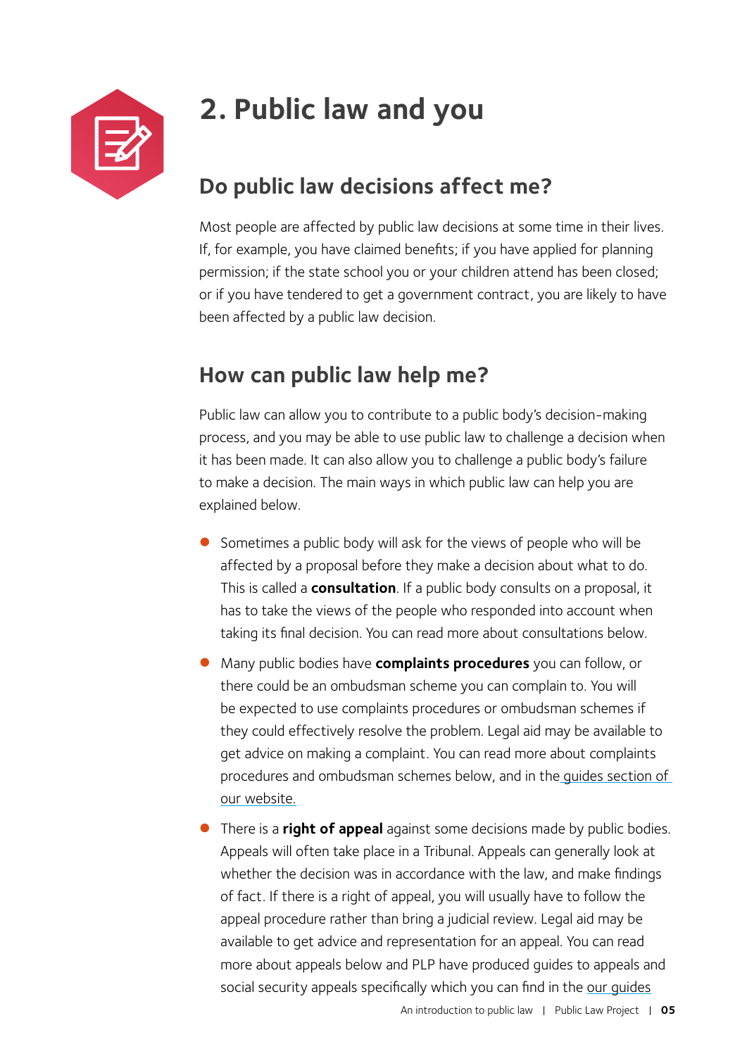# 2. Public law and you

## Do public law decisions affect me?

Most people are affected by public law decisions at some time in their lives. If, for example, you have claimed benefits; if you have applied for planning permission; if the state school you or your children attend has been closed; or if you have tendered to get a government contract, you are likely to have been affected by a public law decision.

## How can public law help me?

Public law can allow you to contribute to a public body's decision-making process, and you may be able to use public law to challenge a decision when it has been made. It can also allow you to challenge a public body's failure to make a decision. The main ways in which public law can help you are explained below.

- Sometimes a public body will ask for the views of people who will be affected by a proposal before they make a decision about what to do. This is called a **consultation**. If a public body consults on a proposal, it has to take the views of the people who responded into account when taking its final decision. You can read more about consultations below.
- Many public bodies have **complaints procedures** you can follow, or there could be an ombudsman scheme you can complain to. You will be expected to use complaints procedures or ombudsman schemes if they could effectively resolve the problem. Legal aid may be available to get advice on making a complaint. You can read more about complaints procedures and ombudsman schemes below, and in the guides section of our website.
- There is a **right of appeal** against some decisions made by public bodies. Appeals will often take place in a Tribunal. Appeals can generally look at whether the decision was in accordance with the law, and make findings of fact. If there is a right of appeal, you will usually have to follow the appeal procedure rather than bring a judicial review. Legal aid may be available to get advice and representation for an appeal. You can read more about appeals below and PLP have produced guides to appeals and social security appeals specifically which you can find in the our guides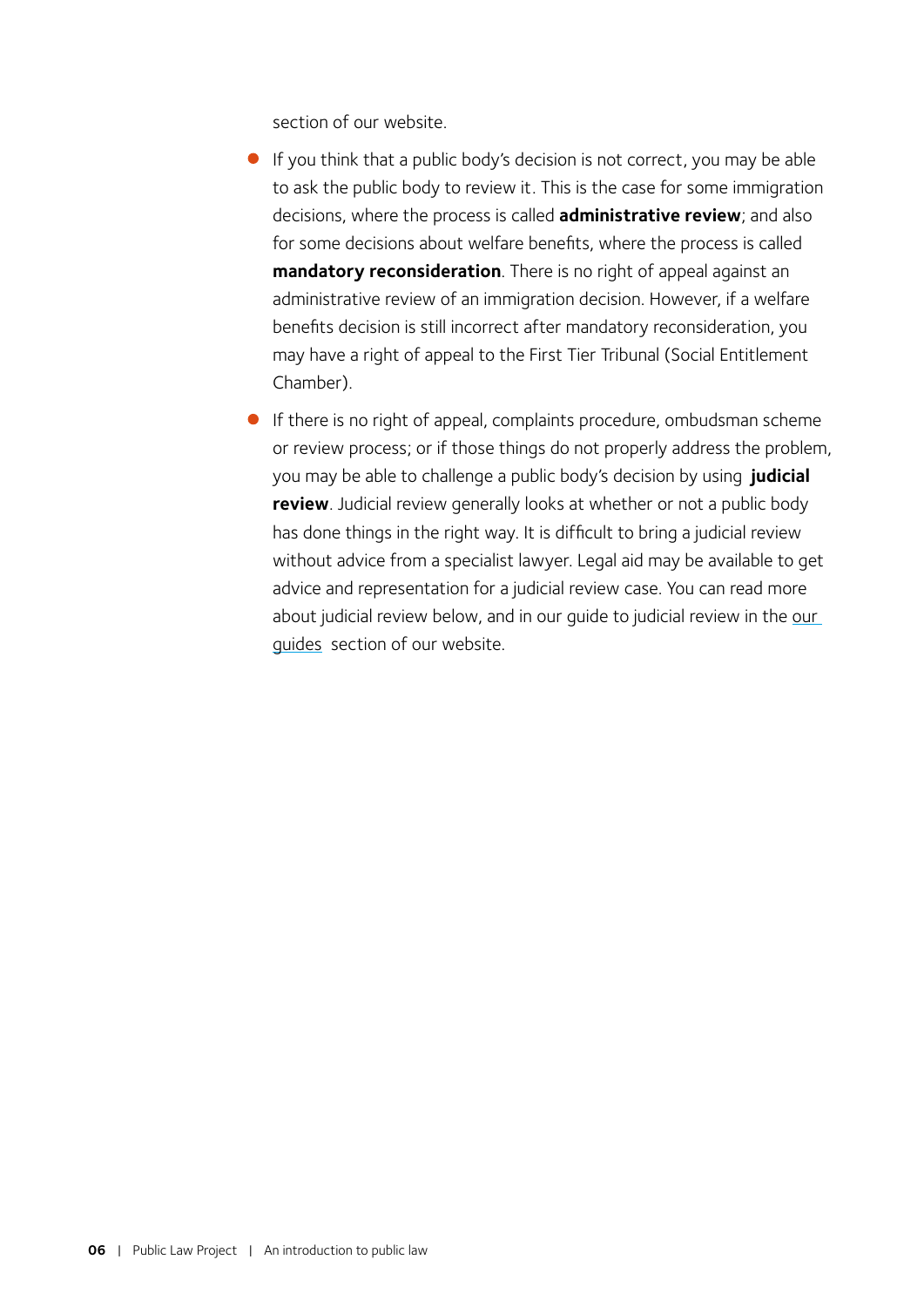section of our website.

- If you think that a public body's decision is not correct, you may be able to ask the public body to review it. This is the case for some immigration decisions, where the process is called **administrative review**; and also for some decisions about welfare benefits, where the process is called **mandatory reconsideration**. There is no right of appeal against an administrative review of an immigration decision. However, if a welfare benefits decision is still incorrect after mandatory reconsideration, you may have a right of appeal to the First Tier Tribunal (Social Entitlement Chamber).
- If there is no right of appeal, complaints procedure, ombudsman scheme or review process; or if those things do not properly address the problem, you may be able to challenge a public body's decision by using **judicial review**. Judicial review generally looks at whether or not a public body has done things in the right way. It is difficult to bring a judicial review without advice from a specialist lawyer. Legal aid may be available to get advice and representation for a judicial review case. You can read more about judicial review below, and in our guide to judicial review in the our guides section of our website.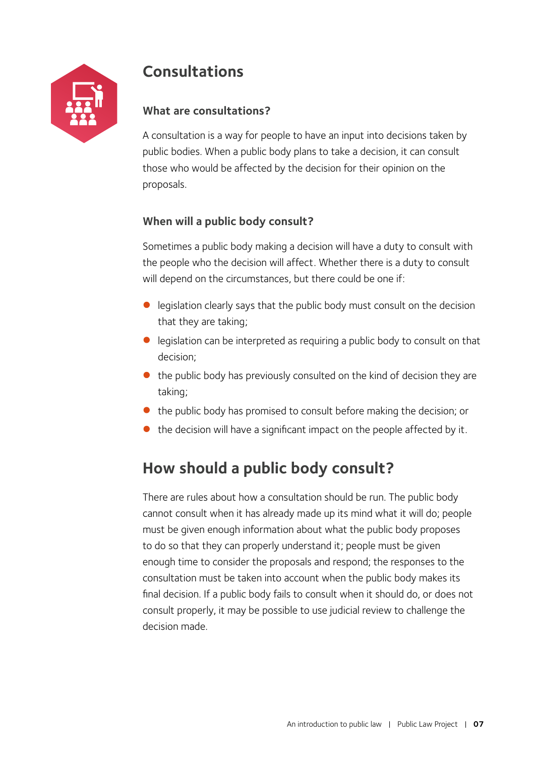# Consultations

### What are consultations?

A consultation is a way for people to have an input into decisions taken by public bodies. When a public body plans to take a decision, it can consult those who would be affected by the decision for their opinion on the proposals.

### When will a public body consult?

Sometimes a public body making a decision will have a duty to consult with the people who the decision will affect. Whether there is a duty to consult will depend on the circumstances, but there could be one if:

- legislation clearly says that the public body must consult on the decision that they are taking;
- legislation can be interpreted as requiring a public body to consult on that decision;
- the public body has previously consulted on the kind of decision they are taking;
- the public body has promised to consult before making the decision; or
- the decision will have a significant impact on the people affected by it.

## How should a public body consult?

There are rules about how a consultation should be run. The public body cannot consult when it has already made up its mind what it will do; people must be given enough information about what the public body proposes to do so that they can properly understand it; people must be given enough time to consider the proposals and respond; the responses to the consultation must be taken into account when the public body makes its final decision. If a public body fails to consult when it should do, or does not consult properly, it may be possible to use judicial review to challenge the decision made.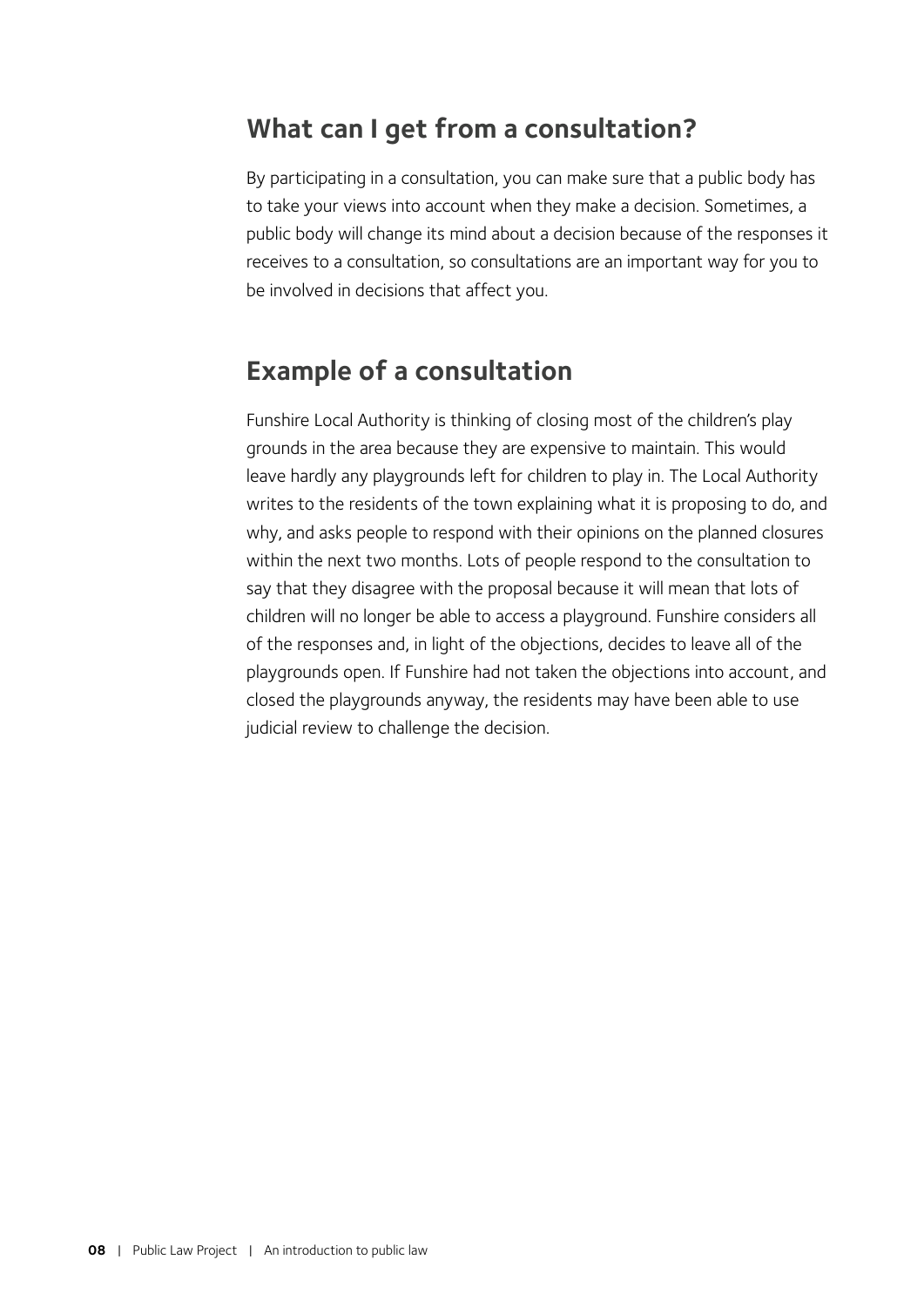## What can I get from a consultation?

By participating in a consultation, you can make sure that a public body has to take your views into account when they make a decision. Sometimes, a public body will change its mind about a decision because of the responses it receives to a consultation, so consultations are an important way for you to be involved in decisions that affect you.

## Example of a consultation

Funshire Local Authority is thinking of closing most of the children's play grounds in the area because they are expensive to maintain. This would leave hardly any playgrounds left for children to play in. The Local Authority writes to the residents of the town explaining what it is proposing to do, and why, and asks people to respond with their opinions on the planned closures within the next two months. Lots of people respond to the consultation to say that they disagree with the proposal because it will mean that lots of children will no longer be able to access a playground. Funshire considers all of the responses and, in light of the objections, decides to leave all of the playgrounds open. If Funshire had not taken the objections into account, and closed the playgrounds anyway, the residents may have been able to use judicial review to challenge the decision.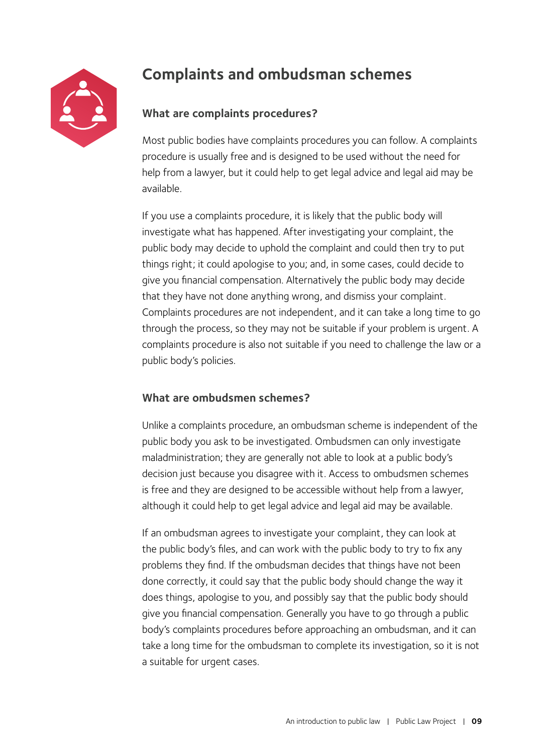## Complaints and ombudsman schemes

### What are complaints procedures?

Most public bodies have complaints procedures you can follow. A complaints procedure is usually free and is designed to be used without the need for help from a lawyer, but it could help to get legal advice and legal aid may be available.

If you use a complaints procedure, it is likely that the public body will investigate what has happened. After investigating your complaint, the public body may decide to uphold the complaint and could then try to put things right; it could apologise to you; and, in some cases, could decide to give you financial compensation. Alternatively the public body may decide that they have not done anything wrong, and dismiss your complaint. Complaints procedures are not independent, and it can take a long time to go through the process, so they may not be suitable if your problem is urgent. A complaints procedure is also not suitable if you need to challenge the law or a public body's policies.

### What are ombudsmen schemes?

Unlike a complaints procedure, an ombudsman scheme is independent of the public body you ask to be investigated. Ombudsmen can only investigate maladministration; they are generally not able to look at a public body's decision just because you disagree with it. Access to ombudsmen schemes is free and they are designed to be accessible without help from a lawyer, although it could help to get legal advice and legal aid may be available.

If an ombudsman agrees to investigate your complaint, they can look at the public body's files, and can work with the public body to try to fix any problems they find. If the ombudsman decides that things have not been done correctly, it could say that the public body should change the way it does things, apologise to you, and possibly say that the public body should give you financial compensation. Generally you have to go through a public body's complaints procedures before approaching an ombudsman, and it can take a long time for the ombudsman to complete its investigation, so it is not a suitable for urgent cases.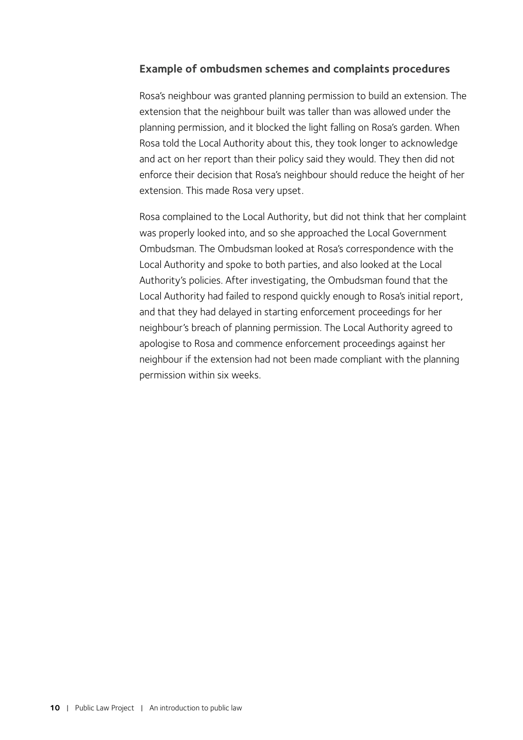### Example of ombudsmen schemes and complaints procedures

Rosa's neighbour was granted planning permission to build an extension. The extension that the neighbour built was taller than was allowed under the planning permission, and it blocked the light falling on Rosa's garden. When Rosa told the Local Authority about this, they took longer to acknowledge and act on her report than their policy said they would. They then did not enforce their decision that Rosa's neighbour should reduce the height of her extension. This made Rosa very upset.

Rosa complained to the Local Authority, but did not think that her complaint was properly looked into, and so she approached the Local Government Ombudsman. The Ombudsman looked at Rosa's correspondence with the Local Authority and spoke to both parties, and also looked at the Local Authority's policies. After investigating, the Ombudsman found that the Local Authority had failed to respond quickly enough to Rosa's initial report, and that they had delayed in starting enforcement proceedings for her neighbour's breach of planning permission. The Local Authority agreed to apologise to Rosa and commence enforcement proceedings against her neighbour if the extension had not been made compliant with the planning permission within six weeks.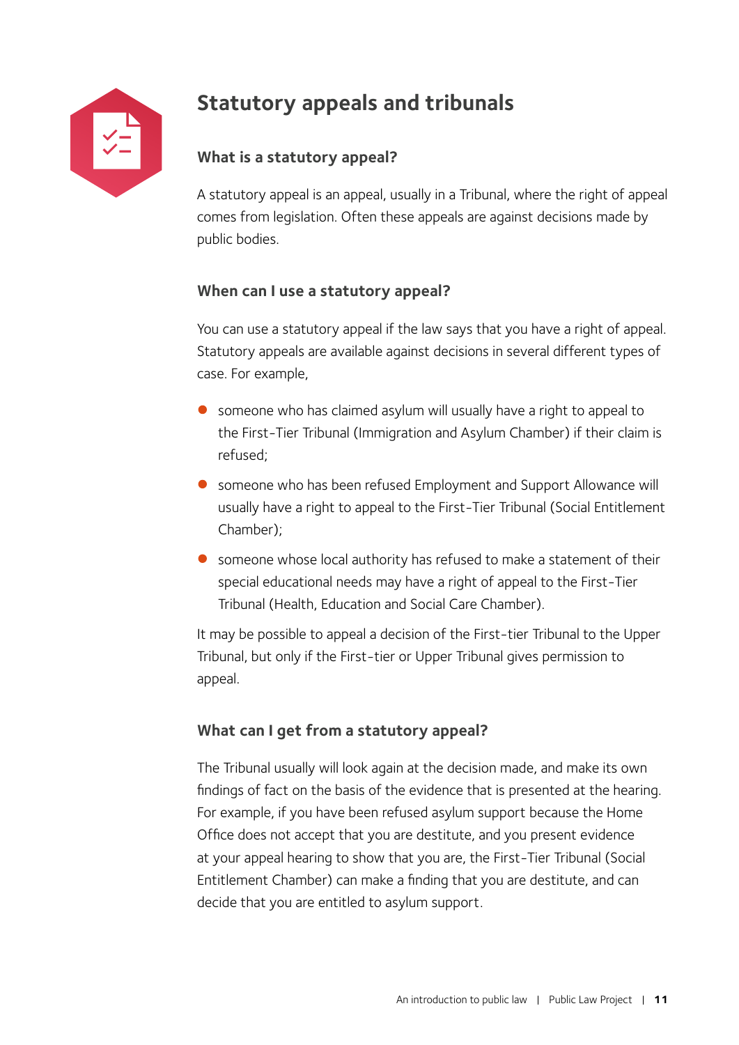## Statutory appeals and tribunals

### What is a statutory appeal?

A statutory appeal is an appeal, usually in a Tribunal, where the right of appeal comes from legislation. Often these appeals are against decisions made by public bodies.

### When can I use a statutory appeal?

You can use a statutory appeal if the law says that you have a right of appeal. Statutory appeals are available against decisions in several different types of case. For example,

- someone who has claimed asylum will usually have a right to appeal to the First-Tier Tribunal (Immigration and Asylum Chamber) if their claim is refused;
- someone who has been refused Employment and Support Allowance will usually have a right to appeal to the First-Tier Tribunal (Social Entitlement Chamber);
- someone whose local authority has refused to make a statement of their special educational needs may have a right of appeal to the First-Tier Tribunal (Health, Education and Social Care Chamber).

It may be possible to appeal a decision of the First-tier Tribunal to the Upper Tribunal, but only if the First-tier or Upper Tribunal gives permission to appeal.

### What can I get from a statutory appeal?

The Tribunal usually will look again at the decision made, and make its own findings of fact on the basis of the evidence that is presented at the hearing. For example, if you have been refused asylum support because the Home Office does not accept that you are destitute, and you present evidence at your appeal hearing to show that you are, the First-Tier Tribunal (Social Entitlement Chamber) can make a finding that you are destitute, and can decide that you are entitled to asylum support.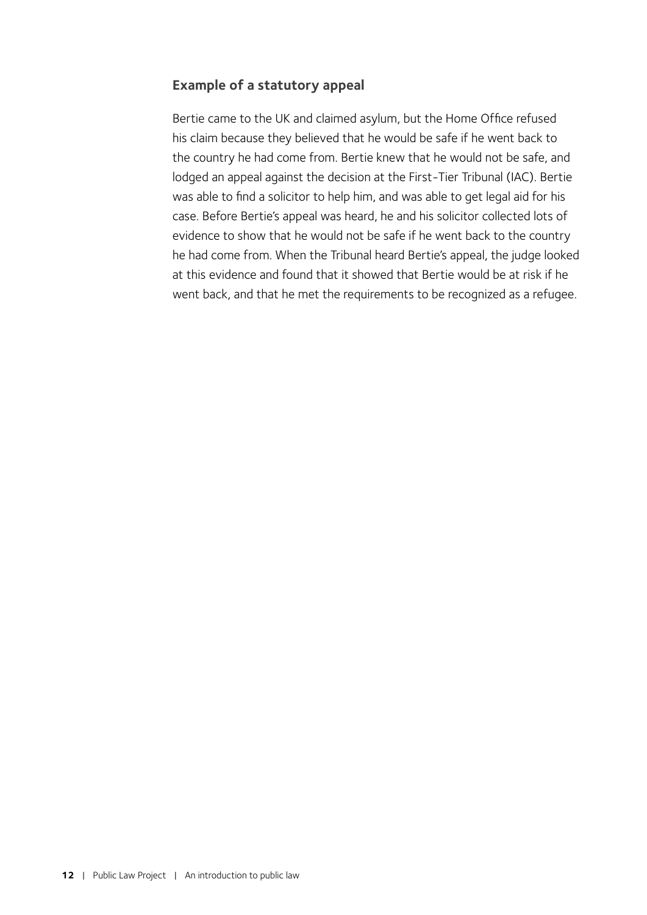### Example of a statutory appeal

Bertie came to the UK and claimed asylum, but the Home Office refused his claim because they believed that he would be safe if he went back to the country he had come from. Bertie knew that he would not be safe, and lodged an appeal against the decision at the First-Tier Tribunal (IAC). Bertie was able to find a solicitor to help him, and was able to get legal aid for his case. Before Bertie's appeal was heard, he and his solicitor collected lots of evidence to show that he would not be safe if he went back to the country he had come from. When the Tribunal heard Bertie's appeal, the judge looked at this evidence and found that it showed that Bertie would be at risk if he went back, and that he met the requirements to be recognized as a refugee.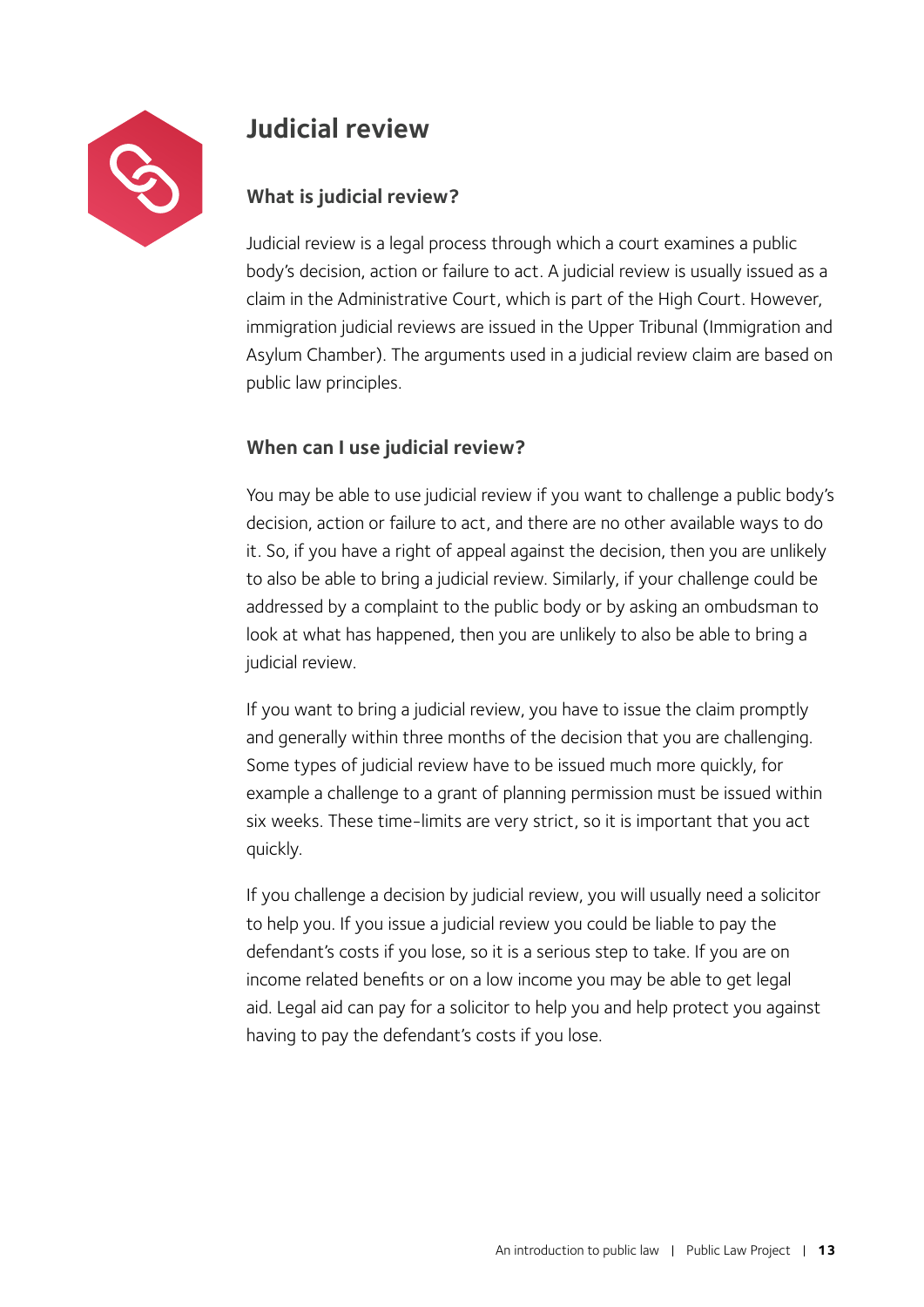# Judicial review

## What is judicial review?

Judicial review is a legal process through which a court examines a public body's decision, action or failure to act. A judicial review is usually issued as a claim in the Administrative Court, which is part of the High Court. However, immigration judicial reviews are issued in the Upper Tribunal (Immigration and Asylum Chamber). The arguments used in a judicial review claim are based on public law principles.

## When can I use judicial review?

You may be able to use judicial review if you want to challenge a public body's decision, action or failure to act, and there are no other available ways to do it. So, if you have a right of appeal against the decision, then you are unlikely to also be able to bring a judicial review. Similarly, if your challenge could be addressed by a complaint to the public body or by asking an ombudsman to look at what has happened, then you are unlikely to also be able to bring a judicial review.

If you want to bring a judicial review, you have to issue the claim promptly and generally within three months of the decision that you are challenging. Some types of judicial review have to be issued much more quickly, for example a challenge to a grant of planning permission must be issued within six weeks. These time-limits are very strict, so it is important that you act quickly.

If you challenge a decision by judicial review, you will usually need a solicitor to help you. If you issue a judicial review you could be liable to pay the defendant's costs if you lose, so it is a serious step to take. If you are on income related benefits or on a low income you may be able to get legal aid. Legal aid can pay for a solicitor to help you and help protect you against having to pay the defendant's costs if you lose.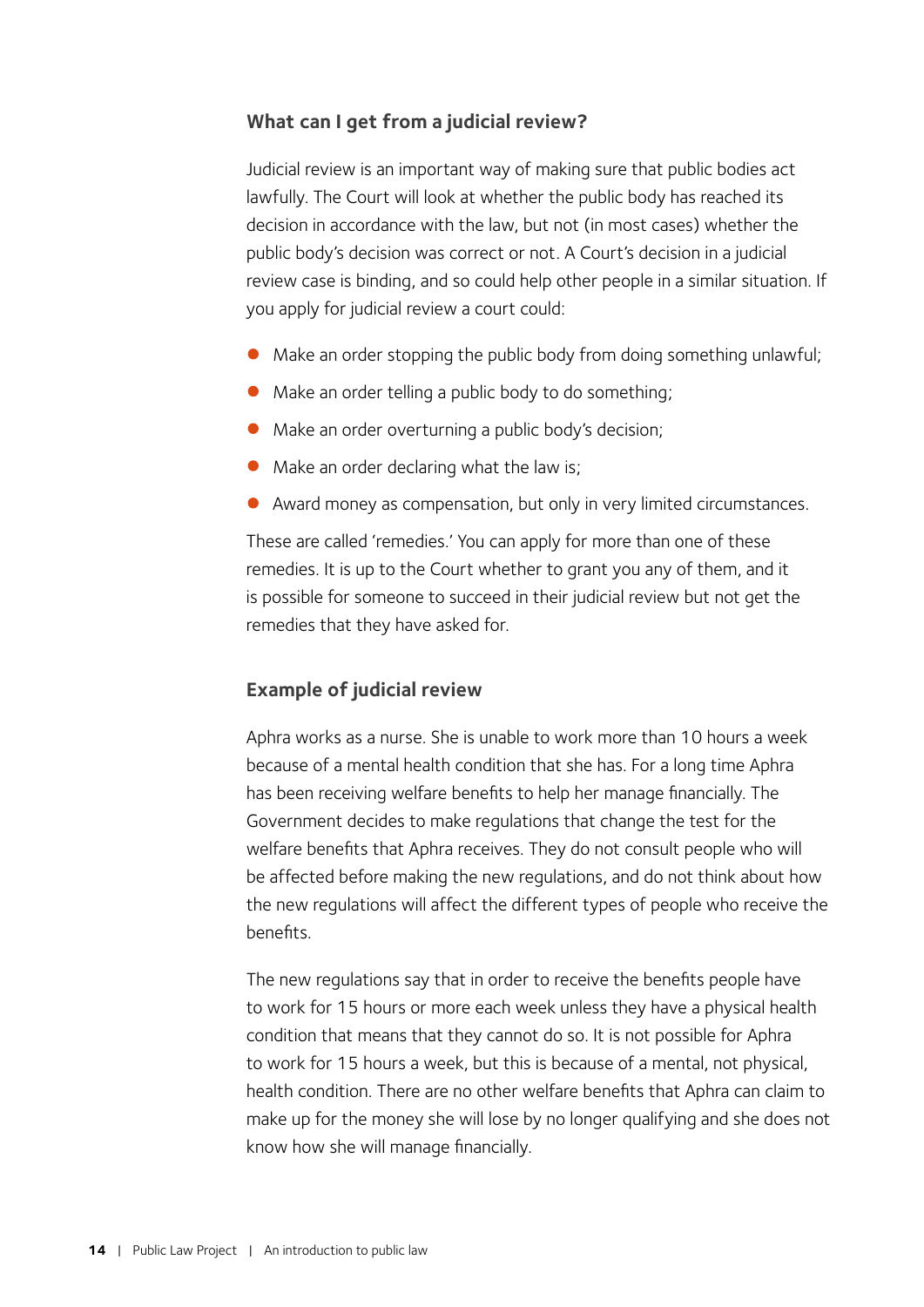### What can I get from a judicial review?

Judicial review is an important way of making sure that public bodies act lawfully. The Court will look at whether the public body has reached its decision in accordance with the law, but not (in most cases) whether the public body's decision was correct or not. A Court's decision in a judicial review case is binding, and so could help other people in a similar situation. If you apply for judicial review a court could:

- Make an order stopping the public body from doing something unlawful;
- Make an order telling a public body to do something;
- Make an order overturning a public body's decision;
- Make an order declaring what the law is;
- Award money as compensation, but only in very limited circumstances.

These are called 'remedies.' You can apply for more than one of these remedies. It is up to the Court whether to grant you any of them, and it is possible for someone to succeed in their judicial review but not get the remedies that they have asked for.

### Example of judicial review

Aphra works as a nurse. She is unable to work more than 10 hours a week because of a mental health condition that she has. For a long time Aphra has been receiving welfare benefits to help her manage financially. The Government decides to make regulations that change the test for the welfare benefits that Aphra receives. They do not consult people who will be affected before making the new regulations, and do not think about how the new regulations will affect the different types of people who receive the benefits.

The new regulations say that in order to receive the benefits people have to work for 15 hours or more each week unless they have a physical health condition that means that they cannot do so. It is not possible for Aphra to work for 15 hours a week, but this is because of a mental, not physical, health condition. There are no other welfare benefits that Aphra can claim to make up for the money she will lose by no longer qualifying and she does not know how she will manage financially.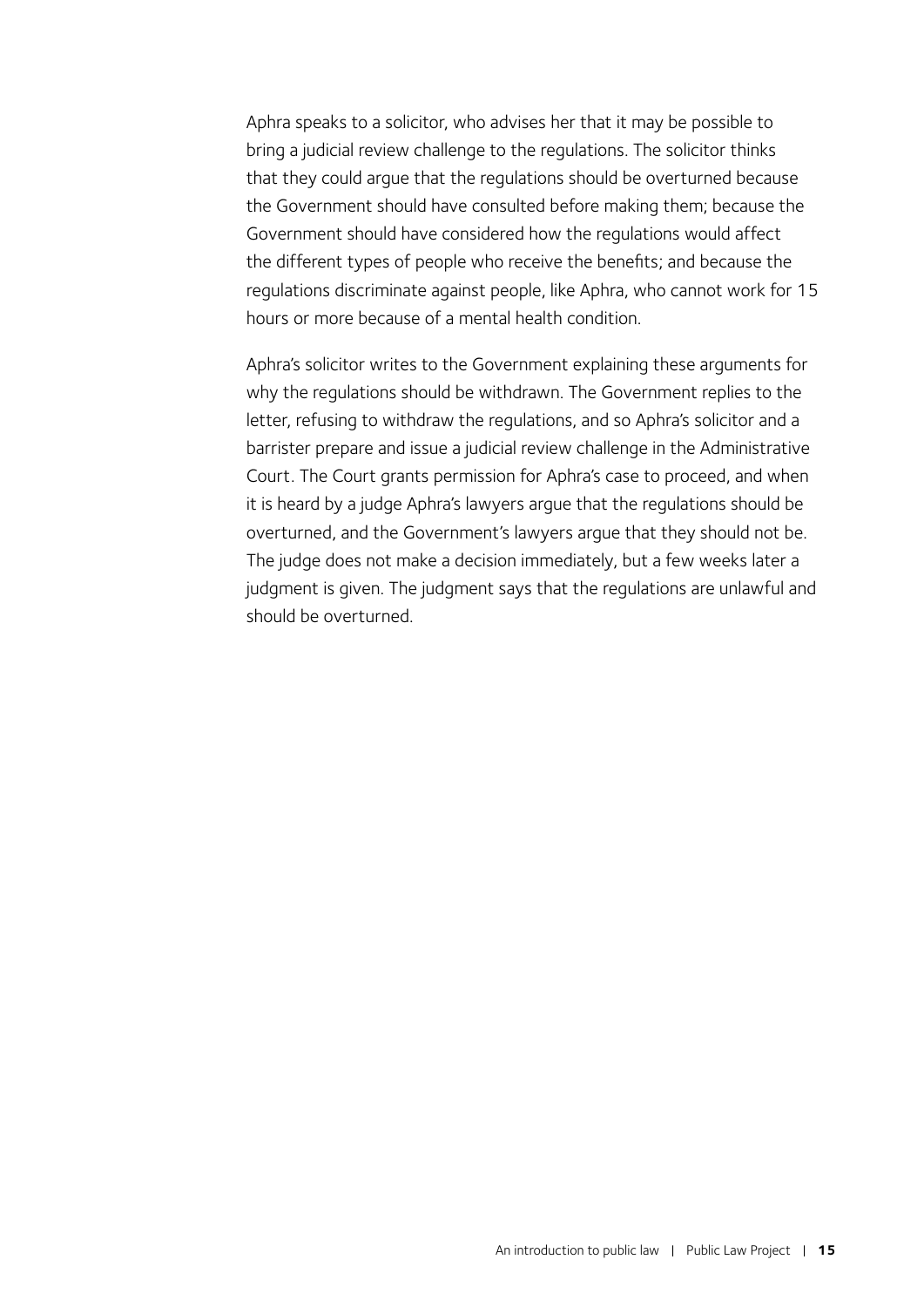Aphra speaks to a solicitor, who advises her that it may be possible to bring a judicial review challenge to the regulations. The solicitor thinks that they could argue that the regulations should be overturned because the Government should have consulted before making them; because the Government should have considered how the regulations would affect the different types of people who receive the benefits; and because the regulations discriminate against people, like Aphra, who cannot work for 15 hours or more because of a mental health condition.

Aphra's solicitor writes to the Government explaining these arguments for why the regulations should be withdrawn. The Government replies to the letter, refusing to withdraw the regulations, and so Aphra's solicitor and a barrister prepare and issue a judicial review challenge in the Administrative Court. The Court grants permission for Aphra's case to proceed, and when it is heard by a judge Aphra's lawyers argue that the regulations should be overturned, and the Government's lawyers argue that they should not be. The judge does not make a decision immediately, but a few weeks later a judgment is given. The judgment says that the regulations are unlawful and should be overturned.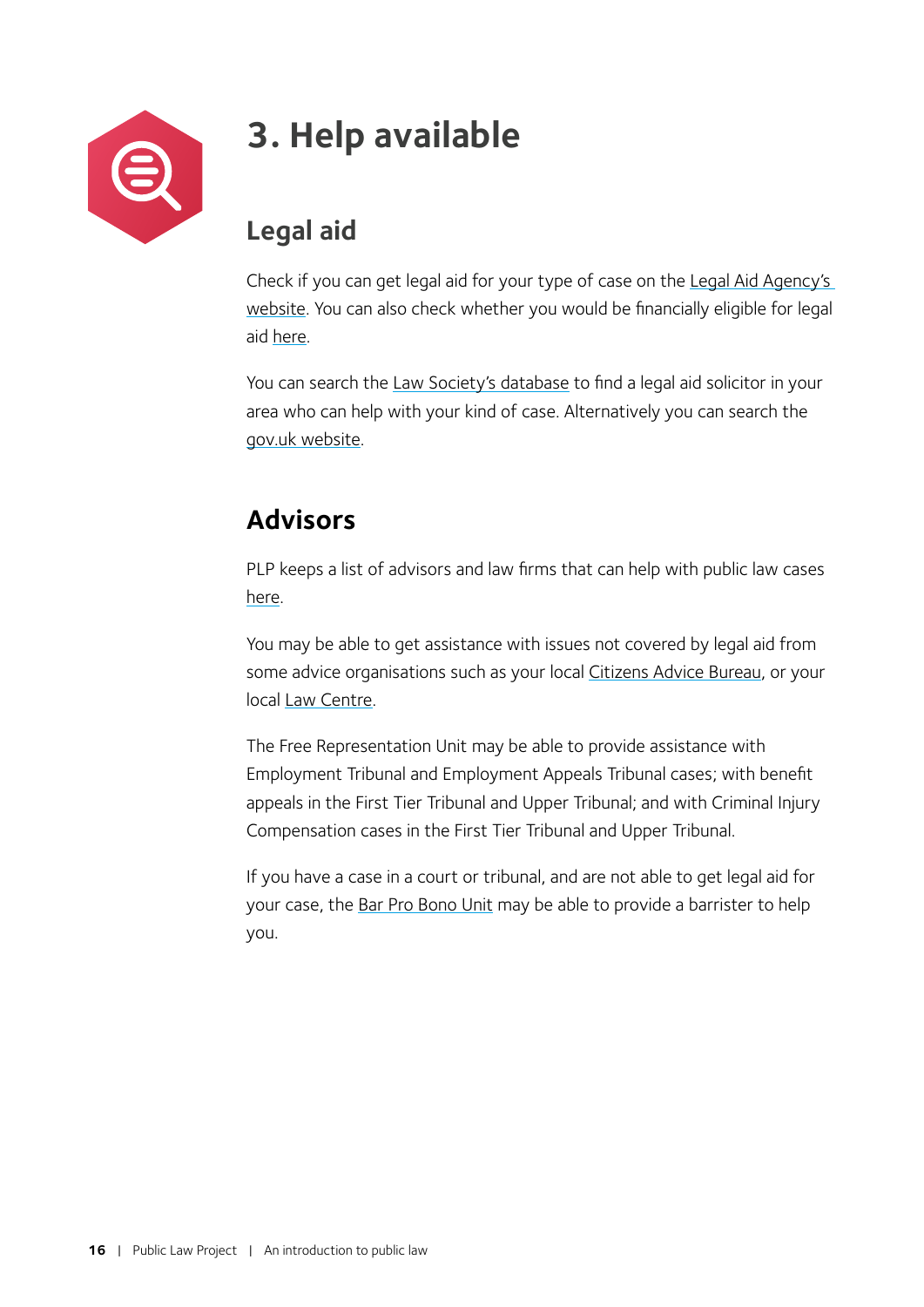# 3. Help available

## Legal aid

Check if you can get legal aid for your type of case on the Legal Aid Agency's website. You can also check whether you would be financially eligible for legal aid here.

You can search the Law Society's database to find a legal aid solicitor in your area who can help with your kind of case. Alternatively you can search the gov.uk website.

## Advisors

PLP keeps a list of advisors and law firms that can help with public law cases here.

You may be able to get assistance with issues not covered by legal aid from some advice organisations such as your local Citizens Advice Bureau, or your local Law Centre.

The Free Representation Unit may be able to provide assistance with Employment Tribunal and Employment Appeals Tribunal cases; with benefit appeals in the First Tier Tribunal and Upper Tribunal; and with Criminal Injury Compensation cases in the First Tier Tribunal and Upper Tribunal.

If you have a case in a court or tribunal, and are not able to get legal aid for your case, the Bar Pro Bono Unit may be able to provide a barrister to help you.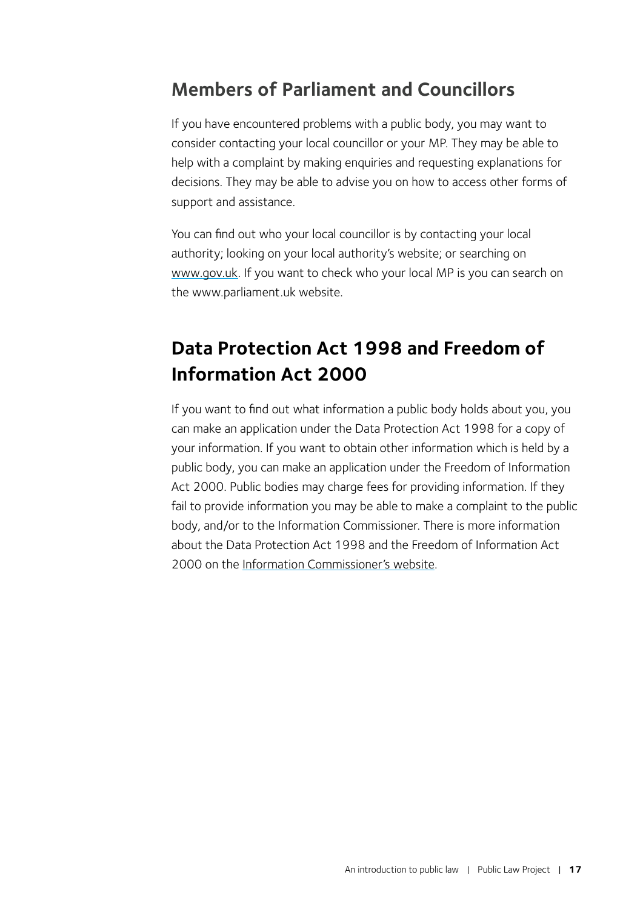## Members of Parliament and Councillors

If you have encountered problems with a public body, you may want to consider contacting your local councillor or your MP. They may be able to help with a complaint by making enquiries and requesting explanations for decisions. They may be able to advise you on how to access other forms of support and assistance.

You can find out who your local councillor is by contacting your local authority; looking on your local authority's website; or searching on www.gov.uk. If you want to check who your local MP is you can search on the www.parliament.uk website.

## Data Protection Act 1998 and Freedom of Information Act 2000

If you want to find out what information a public body holds about you, you can make an application under the Data Protection Act 1998 for a copy of your information. If you want to obtain other information which is held by a public body, you can make an application under the Freedom of Information Act 2000. Public bodies may charge fees for providing information. If they fail to provide information you may be able to make a complaint to the public body, and/or to the Information Commissioner. There is more information about the Data Protection Act 1998 and the Freedom of Information Act 2000 on the Information Commissioner's website.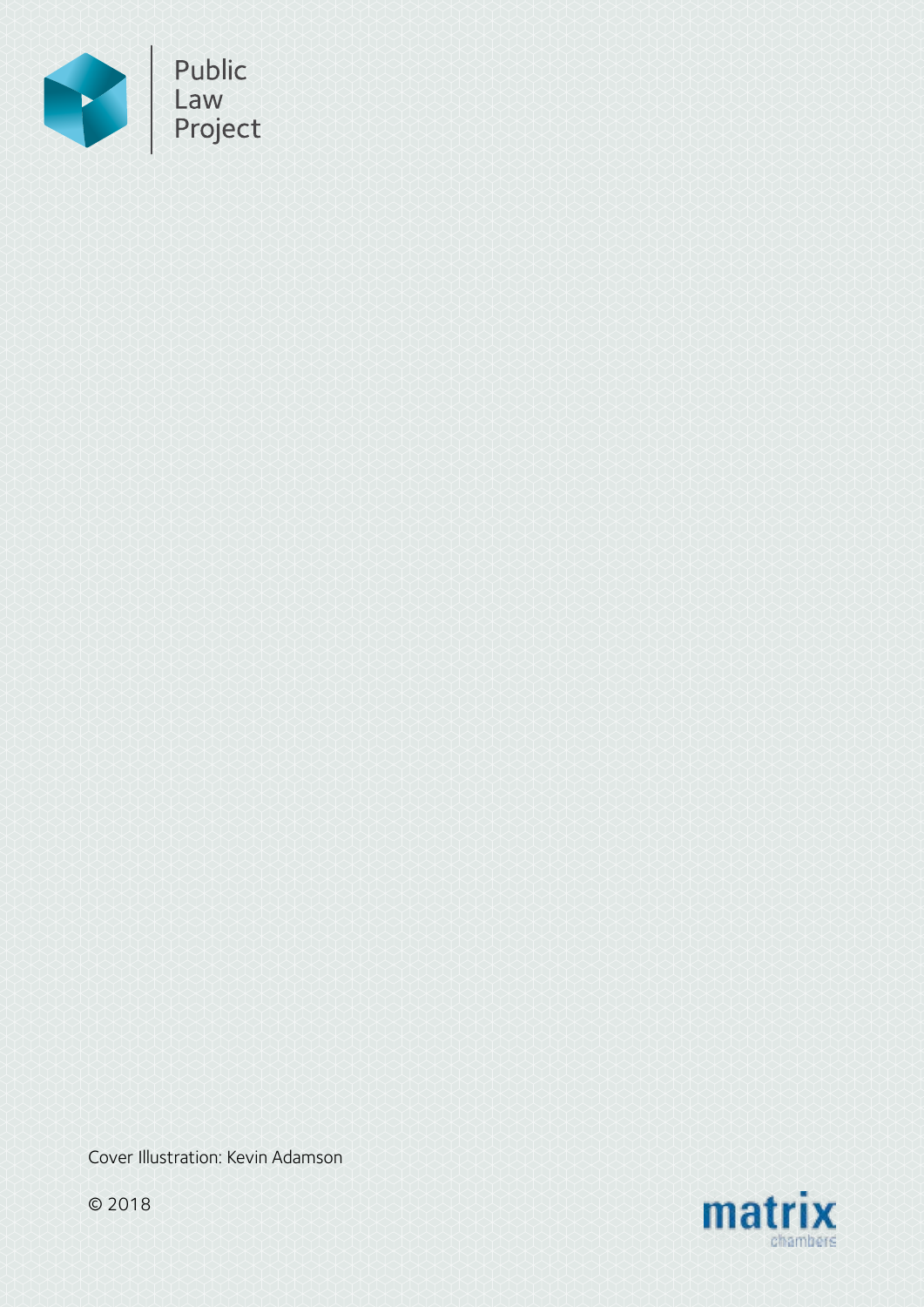Public
Law
Project

Cover Illustration: Kevin Adamson

© 2018

matrix
chambers